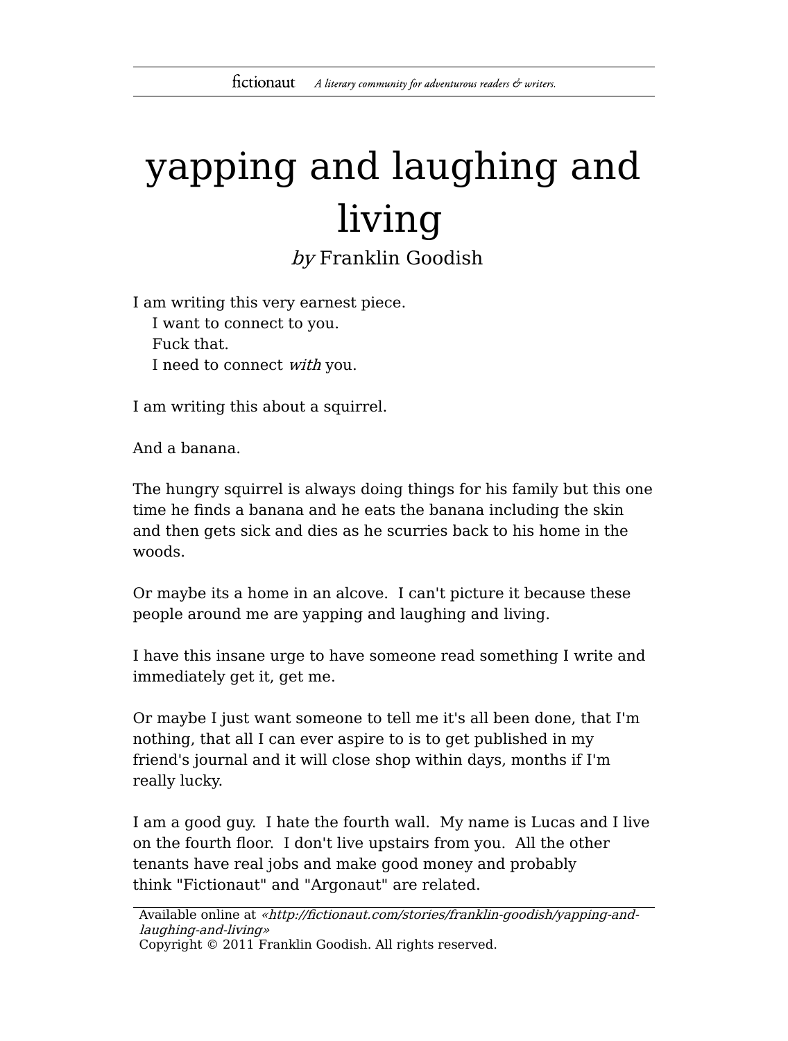# yapping and laughing and living

*by* Franklin Goodish

I am writing this very earnest piece.
I want to connect to you.
Fuck that.
I need to connect *with* you.

I am writing this about a squirrel.

And a banana.

The hungry squirrel is always doing things for his family but this one time he finds a banana and he eats the banana including the skin and then gets sick and dies as he scurries back to his home in the woods.

Or maybe its a home in an alcove. I can't picture it because these people around me are yapping and laughing and living.

I have this insane urge to have someone read something I write and immediately get it, get me.

Or maybe I just want someone to tell me it's all been done, that I'm nothing, that all I can ever aspire to is to get published in my friend's journal and it will close shop within days, months if I'm really lucky.

I am a good guy. I hate the fourth wall. My name is Lucas and I live on the fourth floor. I don't live upstairs from you. All the other tenants have real jobs and make good money and probably think "Fictionaut" and "Argonaut" are related.

Available online at *«http://fictionaut.com/stories/franklin-goodish/yapping-and-laughing-and-living»*
Copyright © 2011 Franklin Goodish. All rights reserved.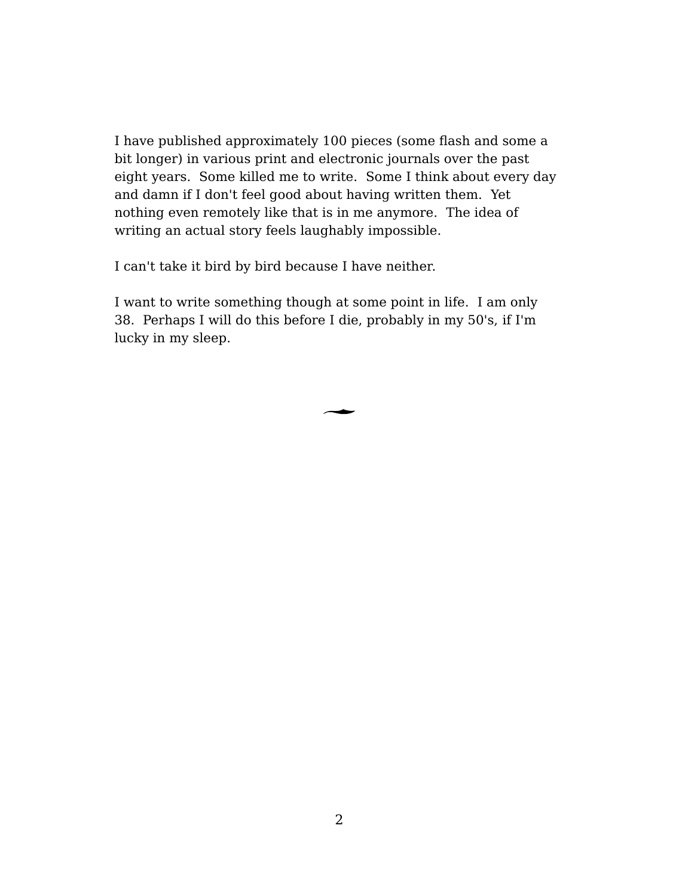I have published approximately 100 pieces (some flash and some a bit longer) in various print and electronic journals over the past eight years. Some killed me to write. Some I think about every day and damn if I don't feel good about having written them. Yet nothing even remotely like that is in me anymore. The idea of writing an actual story feels laughably impossible.

I can't take it bird by bird because I have neither.

I want to write something though at some point in life. I am only 38. Perhaps I will do this before I die, probably in my 50's, if I'm lucky in my sleep.